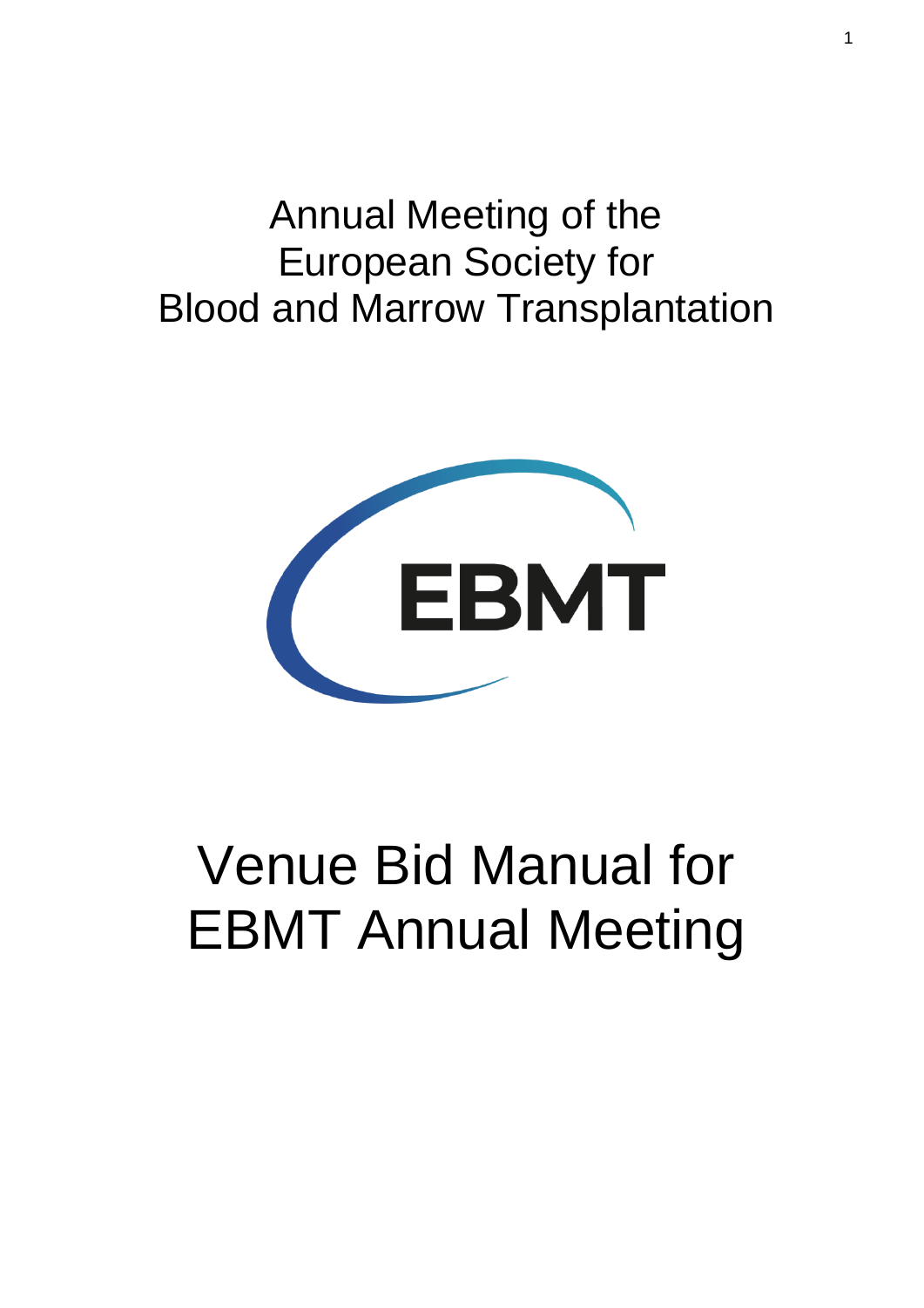Annual Meeting of the
European Society for
Blood and Marrow Transplantation

EBMT

# Venue Bid Manual for EBMT Annual Meeting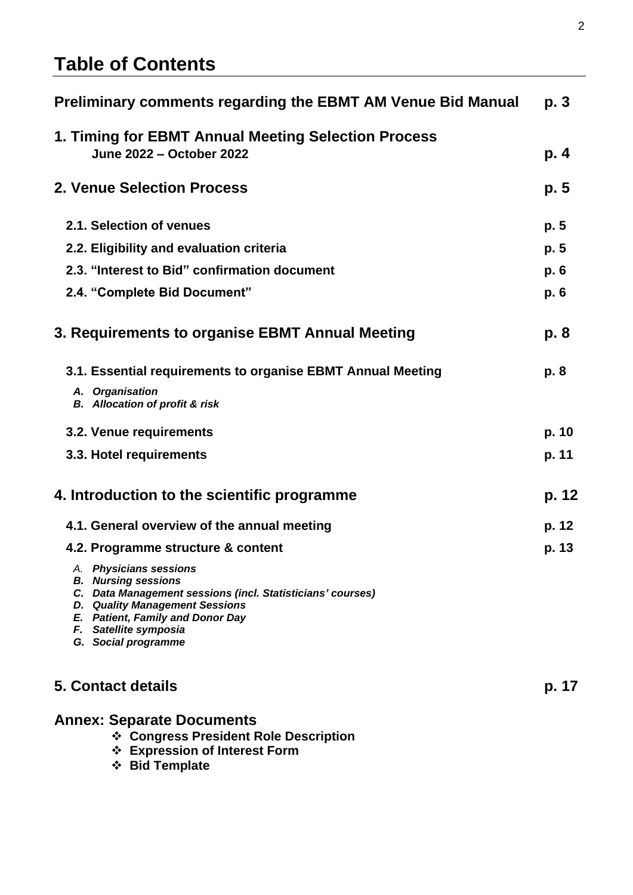# Table of Contents

| | |
|---|---|
| **Preliminary comments regarding the EBMT AM Venue Bid Manual** | **p. 3** |
| **1. Timing for EBMT Annual Meeting Selection Process** <br> **June 2022 – October 2022** | **p. 4** |
| **2. Venue Selection Process** | **p. 5** |
| **2.1. Selection of venues** | **p. 5** |
| **2.2. Eligibility and evaluation criteria** | **p. 5** |
| **2.3. “Interest to Bid” confirmation document** | **p. 6** |
| **2.4. “Complete Bid Document”** | **p. 6** |
| **3. Requirements to organise EBMT Annual Meeting** | **p. 8** |
| **3.1. Essential requirements to organise EBMT Annual Meeting** | **p. 8** |
| ***A. Organisation*** <br> ***B. Allocation of profit & risk*** | |
| **3.2. Venue requirements** | **p. 10** |
| **3.3. Hotel requirements** | **p. 11** |
| **4. Introduction to the scientific programme** | **p. 12** |
| **4.1. General overview of the annual meeting** | **p. 12** |
| **4.2. Programme structure & content** | **p. 13** |
| ***A. Physicians sessions*** <br> ***B. Nursing sessions*** <br> ***C. Data Management sessions (incl. Statisticians’ courses)*** <br> ***D. Quality Management Sessions*** <br> ***E. Patient, Family and Donor Day*** <br> ***F. Satellite symposia*** <br> ***G. Social programme*** | |
| **5. Contact details** | **p. 17** |

## Annex: Separate Documents

- **Congress President Role Description**
- **Expression of Interest Form**
- **Bid Template**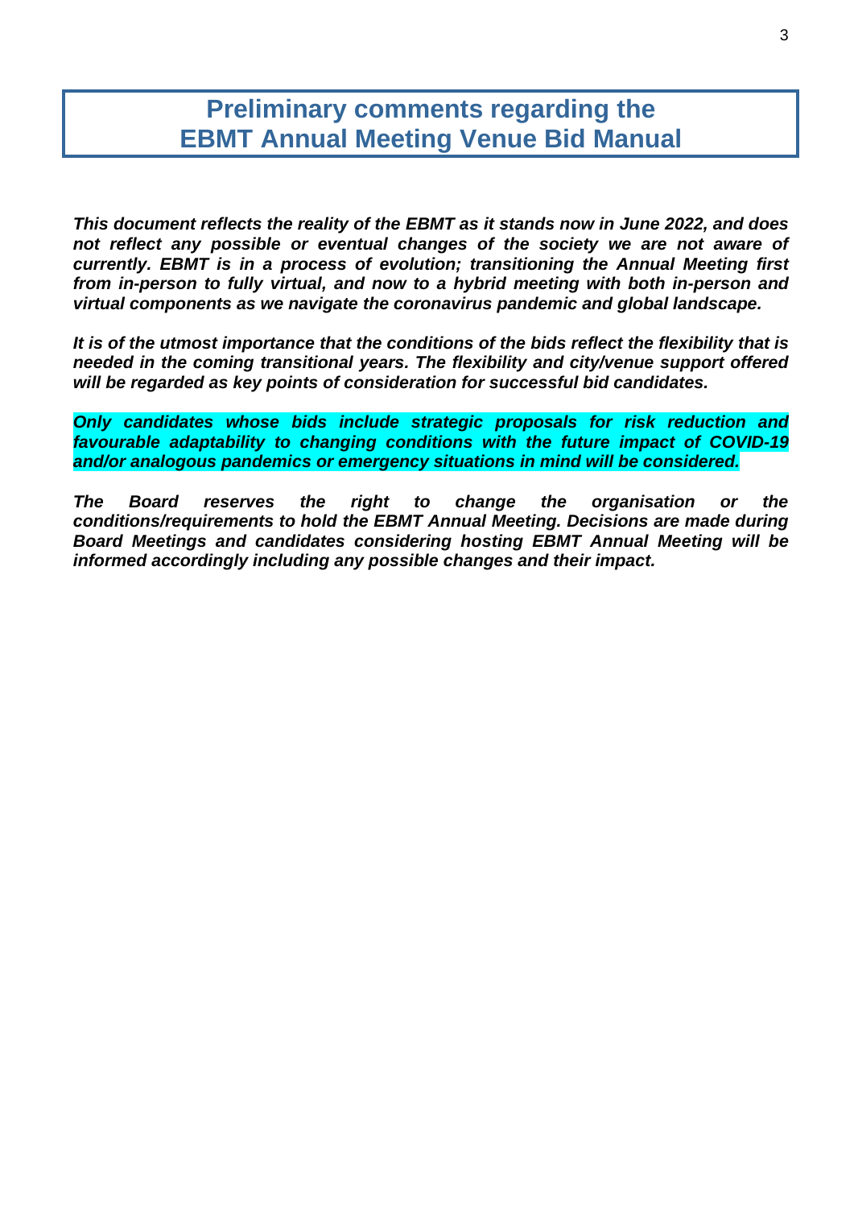# Preliminary comments regarding the EBMT Annual Meeting Venue Bid Manual

***This document reflects the reality of the EBMT as it stands now in June 2022, and does not reflect any possible or eventual changes of the society we are not aware of currently. EBMT is in a process of evolution; transitioning the Annual Meeting first from in-person to fully virtual, and now to a hybrid meeting with both in-person and virtual components as we navigate the coronavirus pandemic and global landscape.***

***It is of the utmost importance that the conditions of the bids reflect the flexibility that is needed in the coming transitional years. The flexibility and city/venue support offered will be regarded as key points of consideration for successful bid candidates.***

***Only candidates whose bids include strategic proposals for risk reduction and favourable adaptability to changing conditions with the future impact of COVID-19 and/or analogous pandemics or emergency situations in mind will be considered.***

***The Board reserves the right to change the organisation or the conditions/requirements to hold the EBMT Annual Meeting. Decisions are made during Board Meetings and candidates considering hosting EBMT Annual Meeting will be informed accordingly including any possible changes and their impact.***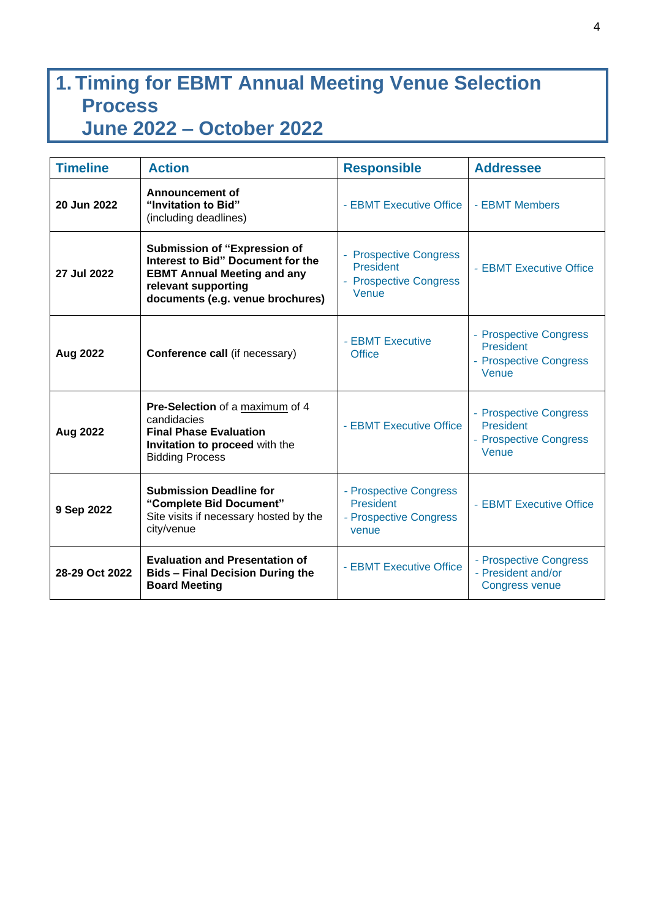# 1. Timing for EBMT Annual Meeting Venue Selection Process June 2022 – October 2022

| Timeline | Action | Responsible | Addressee |
|---|---|---|---|
| **20 Jun 2022** | **Announcement of "Invitation to Bid"** (including deadlines) | - EBMT Executive Office | - EBMT Members |
| **27 Jul 2022** | **Submission of "Expression of Interest to Bid" Document for the EBMT Annual Meeting and any relevant supporting documents (e.g. venue brochures)** | - Prospective Congress President<br>- Prospective Congress Venue | - EBMT Executive Office |
| **Aug 2022** | **Conference call** (if necessary) | - EBMT Executive Office | - Prospective Congress President<br>- Prospective Congress Venue |
| **Aug 2022** | **Pre-Selection** of a maximum of 4 candidacies<br>**Final Phase Evaluation**<br>**Invitation to proceed** with the Bidding Process | - EBMT Executive Office | - Prospective Congress President<br>- Prospective Congress Venue |
| **9 Sep 2022** | **Submission Deadline for "Complete Bid Document"**<br>Site visits if necessary hosted by the city/venue | - Prospective Congress President<br>- Prospective Congress venue | - EBMT Executive Office |
| **28-29 Oct 2022** | **Evaluation and Presentation of Bids – Final Decision During the Board Meeting** | - EBMT Executive Office | - Prospective Congress<br>- President and/or Congress venue |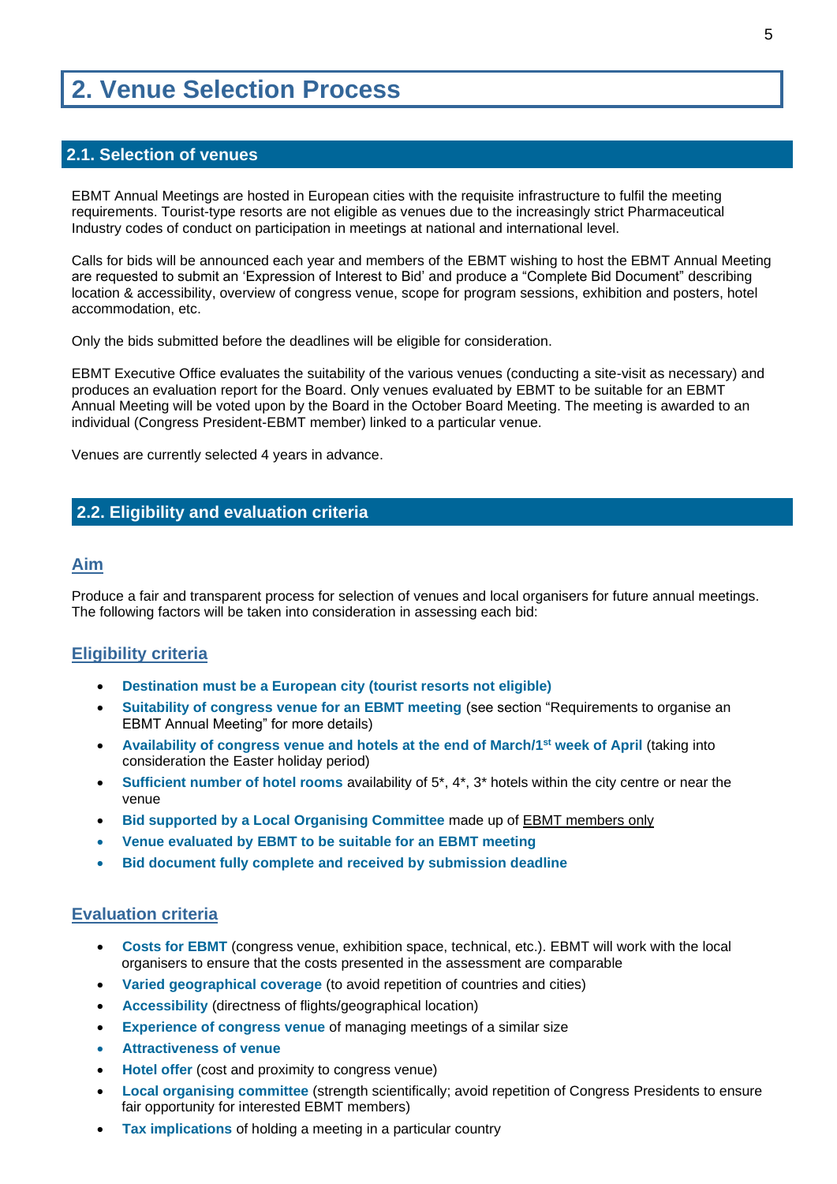# 2. Venue Selection Process

## 2.1. Selection of venues

EBMT Annual Meetings are hosted in European cities with the requisite infrastructure to fulfil the meeting requirements. Tourist-type resorts are not eligible as venues due to the increasingly strict Pharmaceutical Industry codes of conduct on participation in meetings at national and international level.

Calls for bids will be announced each year and members of the EBMT wishing to host the EBMT Annual Meeting are requested to submit an 'Expression of Interest to Bid' and produce a "Complete Bid Document" describing location & accessibility, overview of congress venue, scope for program sessions, exhibition and posters, hotel accommodation, etc.

Only the bids submitted before the deadlines will be eligible for consideration.

EBMT Executive Office evaluates the suitability of the various venues (conducting a site-visit as necessary) and produces an evaluation report for the Board. Only venues evaluated by EBMT to be suitable for an EBMT Annual Meeting will be voted upon by the Board in the October Board Meeting. The meeting is awarded to an individual (Congress President-EBMT member) linked to a particular venue.

Venues are currently selected 4 years in advance.

## 2.2. Eligibility and evaluation criteria

### Aim

Produce a fair and transparent process for selection of venues and local organisers for future annual meetings. The following factors will be taken into consideration in assessing each bid:

### Eligibility criteria

- **Destination must be a European city (tourist resorts not eligible)**
- **Suitability of congress venue for an EBMT meeting** (see section "Requirements to organise an EBMT Annual Meeting" for more details)
- **Availability of congress venue and hotels at the end of March/1st week of April** (taking into consideration the Easter holiday period)
- **Sufficient number of hotel rooms** availability of 5\*, 4\*, 3\* hotels within the city centre or near the venue
- **Bid supported by a Local Organising Committee** made up of EBMT members only
- **Venue evaluated by EBMT to be suitable for an EBMT meeting**
- **Bid document fully complete and received by submission deadline**

### Evaluation criteria

- **Costs for EBMT** (congress venue, exhibition space, technical, etc.). EBMT will work with the local organisers to ensure that the costs presented in the assessment are comparable
- **Varied geographical coverage** (to avoid repetition of countries and cities)
- **Accessibility** (directness of flights/geographical location)
- **Experience of congress venue** of managing meetings of a similar size
- **Attractiveness of venue**
- **Hotel offer** (cost and proximity to congress venue)
- **Local organising committee** (strength scientifically; avoid repetition of Congress Presidents to ensure fair opportunity for interested EBMT members)
- **Tax implications** of holding a meeting in a particular country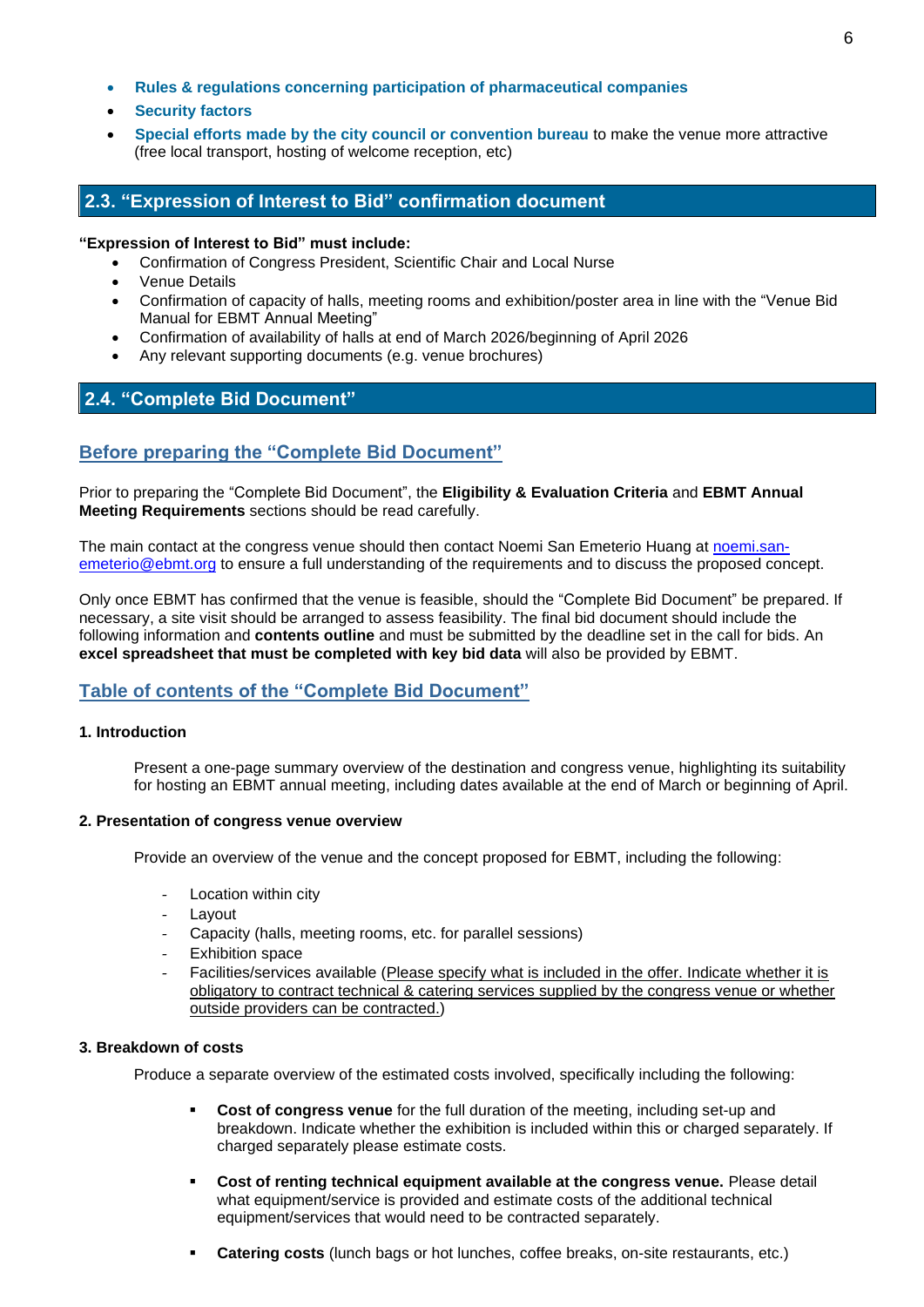- **Rules & regulations concerning participation of pharmaceutical companies**
- **Security factors**
- **Special efforts made by the city council or convention bureau** to make the venue more attractive (free local transport, hosting of welcome reception, etc)

## 2.3. "Expression of Interest to Bid" confirmation document

**"Expression of Interest to Bid" must include:**

- Confirmation of Congress President, Scientific Chair and Local Nurse
- Venue Details
- Confirmation of capacity of halls, meeting rooms and exhibition/poster area in line with the "Venue Bid Manual for EBMT Annual Meeting"
- Confirmation of availability of halls at end of March 2026/beginning of April 2026
- Any relevant supporting documents (e.g. venue brochures)

## 2.4. "Complete Bid Document"

### Before preparing the "Complete Bid Document"

Prior to preparing the "Complete Bid Document", the **Eligibility & Evaluation Criteria** and **EBMT Annual Meeting Requirements** sections should be read carefully.

The main contact at the congress venue should then contact Noemi San Emeterio Huang at noemi.san-emeterio@ebmt.org to ensure a full understanding of the requirements and to discuss the proposed concept.

Only once EBMT has confirmed that the venue is feasible, should the "Complete Bid Document" be prepared. If necessary, a site visit should be arranged to assess feasibility. The final bid document should include the following information and **contents outline** and must be submitted by the deadline set in the call for bids. An **excel spreadsheet that must be completed with key bid data** will also be provided by EBMT.

### Table of contents of the "Complete Bid Document"

#### 1. Introduction

Present a one-page summary overview of the destination and congress venue, highlighting its suitability for hosting an EBMT annual meeting, including dates available at the end of March or beginning of April.

#### 2. Presentation of congress venue overview

Provide an overview of the venue and the concept proposed for EBMT, including the following:

- Location within city
- Layout
- Capacity (halls, meeting rooms, etc. for parallel sessions)
- Exhibition space
- Facilities/services available (Please specify what is included in the offer. Indicate whether it is obligatory to contract technical & catering services supplied by the congress venue or whether outside providers can be contracted.)

#### 3. Breakdown of costs

Produce a separate overview of the estimated costs involved, specifically including the following:

- **Cost of congress venue** for the full duration of the meeting, including set-up and breakdown. Indicate whether the exhibition is included within this or charged separately. If charged separately please estimate costs.
- **Cost of renting technical equipment available at the congress venue.** Please detail what equipment/service is provided and estimate costs of the additional technical equipment/services that would need to be contracted separately.
- **Catering costs** (lunch bags or hot lunches, coffee breaks, on-site restaurants, etc.)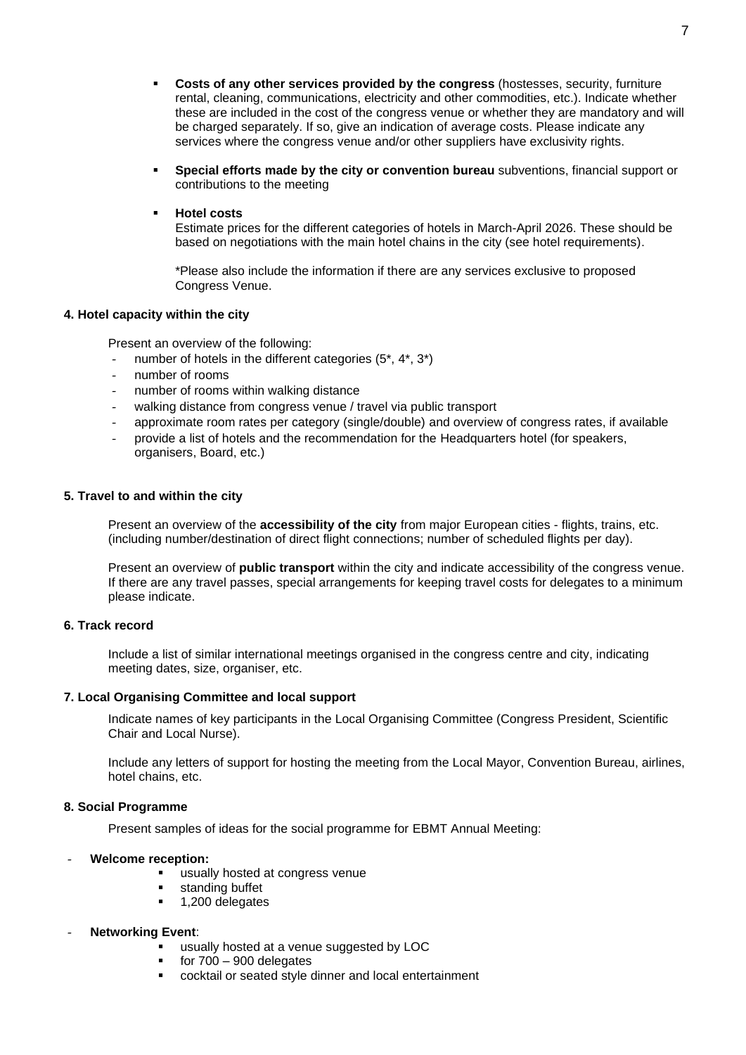- **Costs of any other services provided by the congress** (hostesses, security, furniture rental, cleaning, communications, electricity and other commodities, etc.). Indicate whether these are included in the cost of the congress venue or whether they are mandatory and will be charged separately. If so, give an indication of average costs. Please indicate any services where the congress venue and/or other suppliers have exclusivity rights.

- **Special efforts made by the city or convention bureau** subventions, financial support or contributions to the meeting

- **Hotel costs**
  Estimate prices for the different categories of hotels in March-April 2026. These should be based on negotiations with the main hotel chains in the city (see hotel requirements).

  *Please also include the information if there are any services exclusive to proposed Congress Venue.

#### 4. Hotel capacity within the city

Present an overview of the following:

- number of hotels in the different categories (5*, 4*, 3*)
- number of rooms
- number of rooms within walking distance
- walking distance from congress venue / travel via public transport
- approximate room rates per category (single/double) and overview of congress rates, if available
- provide a list of hotels and the recommendation for the Headquarters hotel (for speakers, organisers, Board, etc.)

#### 5. Travel to and within the city

Present an overview of the **accessibility of the city** from major European cities - flights, trains, etc. (including number/destination of direct flight connections; number of scheduled flights per day).

Present an overview of **public transport** within the city and indicate accessibility of the congress venue. If there are any travel passes, special arrangements for keeping travel costs for delegates to a minimum please indicate.

#### 6. Track record

Include a list of similar international meetings organised in the congress centre and city, indicating meeting dates, size, organiser, etc.

#### 7. Local Organising Committee and local support

Indicate names of key participants in the Local Organising Committee (Congress President, Scientific Chair and Local Nurse).

Include any letters of support for hosting the meeting from the Local Mayor, Convention Bureau, airlines, hotel chains, etc.

#### 8. Social Programme

Present samples of ideas for the social programme for EBMT Annual Meeting:

- **Welcome reception:**
  - usually hosted at congress venue
  - standing buffet
  - 1,200 delegates

- **Networking Event**:
  - usually hosted at a venue suggested by LOC
  - for 700 – 900 delegates
  - cocktail or seated style dinner and local entertainment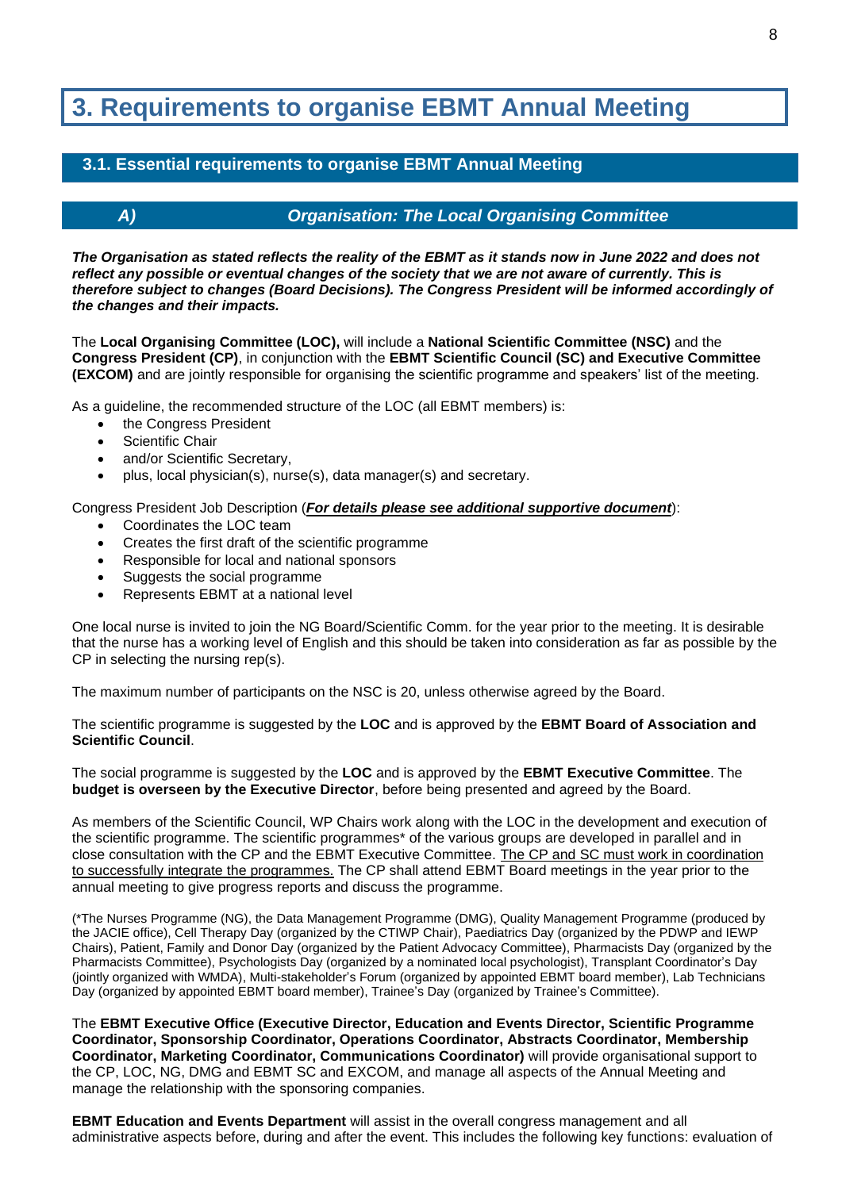# 3. Requirements to organise EBMT Annual Meeting

## 3.1. Essential requirements to organise EBMT Annual Meeting

### *A) Organisation: The Local Organising Committee*

***The Organisation as stated reflects the reality of the EBMT as it stands now in June 2022 and does not reflect any possible or eventual changes of the society that we are not aware of currently. This is therefore subject to changes (Board Decisions). The Congress President will be informed accordingly of the changes and their impacts.***

The **Local Organising Committee (LOC),** will include a **National Scientific Committee (NSC)** and the **Congress President (CP)**, in conjunction with the **EBMT Scientific Council (SC) and Executive Committee (EXCOM)** and are jointly responsible for organising the scientific programme and speakers' list of the meeting.

As a guideline, the recommended structure of the LOC (all EBMT members) is:

- the Congress President
- Scientific Chair
- and/or Scientific Secretary,
- plus, local physician(s), nurse(s), data manager(s) and secretary.

Congress President Job Description (***For details please see additional supportive document***):

- Coordinates the LOC team
- Creates the first draft of the scientific programme
- Responsible for local and national sponsors
- Suggests the social programme
- Represents EBMT at a national level

One local nurse is invited to join the NG Board/Scientific Comm. for the year prior to the meeting. It is desirable that the nurse has a working level of English and this should be taken into consideration as far as possible by the CP in selecting the nursing rep(s).

The maximum number of participants on the NSC is 20, unless otherwise agreed by the Board.

The scientific programme is suggested by the **LOC** and is approved by the **EBMT Board of Association and Scientific Council**.

The social programme is suggested by the **LOC** and is approved by the **EBMT Executive Committee**. The **budget is overseen by the Executive Director**, before being presented and agreed by the Board.

As members of the Scientific Council, WP Chairs work along with the LOC in the development and execution of the scientific programme. The scientific programmes* of the various groups are developed in parallel and in close consultation with the CP and the EBMT Executive Committee. The CP and SC must work in coordination to successfully integrate the programmes. The CP shall attend EBMT Board meetings in the year prior to the annual meeting to give progress reports and discuss the programme.

(*The Nurses Programme (NG), the Data Management Programme (DMG), Quality Management Programme (produced by the JACIE office), Cell Therapy Day (organized by the CTIWP Chair), Paediatrics Day (organized by the PDWP and IEWP Chairs), Patient, Family and Donor Day (organized by the Patient Advocacy Committee), Pharmacists Day (organized by the Pharmacists Committee), Psychologists Day (organized by a nominated local psychologist), Transplant Coordinator's Day (jointly organized with WMDA), Multi-stakeholder's Forum (organized by appointed EBMT board member), Lab Technicians Day (organized by appointed EBMT board member), Trainee's Day (organized by Trainee's Committee).

The **EBMT Executive Office (Executive Director, Education and Events Director, Scientific Programme Coordinator, Sponsorship Coordinator, Operations Coordinator, Abstracts Coordinator, Membership Coordinator, Marketing Coordinator, Communications Coordinator)** will provide organisational support to the CP, LOC, NG, DMG and EBMT SC and EXCOM, and manage all aspects of the Annual Meeting and manage the relationship with the sponsoring companies.

**EBMT Education and Events Department** will assist in the overall congress management and all administrative aspects before, during and after the event. This includes the following key functions: evaluation of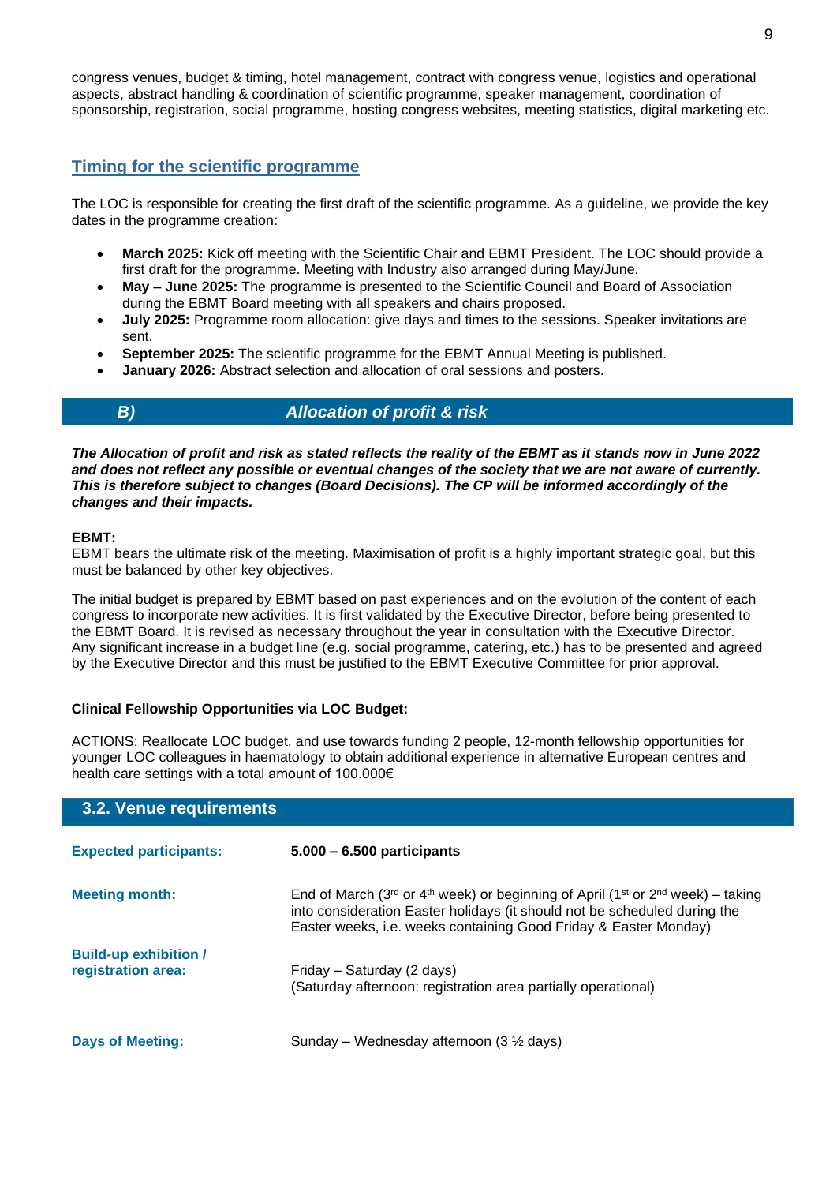congress venues, budget & timing, hotel management, contract with congress venue, logistics and operational aspects, abstract handling & coordination of scientific programme, speaker management, coordination of sponsorship, registration, social programme, hosting congress websites, meeting statistics, digital marketing etc.

### Timing for the scientific programme

The LOC is responsible for creating the first draft of the scientific programme. As a guideline, we provide the key dates in the programme creation:

- **March 2025:** Kick off meeting with the Scientific Chair and EBMT President. The LOC should provide a first draft for the programme. Meeting with Industry also arranged during May/June.
- **May – June 2025:** The programme is presented to the Scientific Council and Board of Association during the EBMT Board meeting with all speakers and chairs proposed.
- **July 2025:** Programme room allocation: give days and times to the sessions. Speaker invitations are sent.
- **September 2025:** The scientific programme for the EBMT Annual Meeting is published.
- **January 2026:** Abstract selection and allocation of oral sessions and posters.

## *B) Allocation of profit & risk*

***The Allocation of profit and risk as stated reflects the reality of the EBMT as it stands now in June 2022 and does not reflect any possible or eventual changes of the society that we are not aware of currently. This is therefore subject to changes (Board Decisions). The CP will be informed accordingly of the changes and their impacts.***

**EBMT:**
EBMT bears the ultimate risk of the meeting. Maximisation of profit is a highly important strategic goal, but this must be balanced by other key objectives.

The initial budget is prepared by EBMT based on past experiences and on the evolution of the content of each congress to incorporate new activities. It is first validated by the Executive Director, before being presented to the EBMT Board. It is revised as necessary throughout the year in consultation with the Executive Director. Any significant increase in a budget line (e.g. social programme, catering, etc.) has to be presented and agreed by the Executive Director and this must be justified to the EBMT Executive Committee for prior approval.

**Clinical Fellowship Opportunities via LOC Budget:**

ACTIONS: Reallocate LOC budget, and use towards funding 2 people, 12-month fellowship opportunities for younger LOC colleagues in haematology to obtain additional experience in alternative European centres and health care settings with a total amount of 100.000€

## 3.2. Venue requirements

| | |
|---|---|
| **Expected participants:** | **5.000 – 6.500 participants** |
| **Meeting month:** | End of March (3rd or 4th week) or beginning of April (1st or 2nd week) – taking into consideration Easter holidays (it should not be scheduled during the Easter weeks, i.e. weeks containing Good Friday & Easter Monday) |
| **Build-up exhibition / registration area:** | Friday – Saturday (2 days)<br>(Saturday afternoon: registration area partially operational) |
| **Days of Meeting:** | Sunday – Wednesday afternoon (3 ½ days) |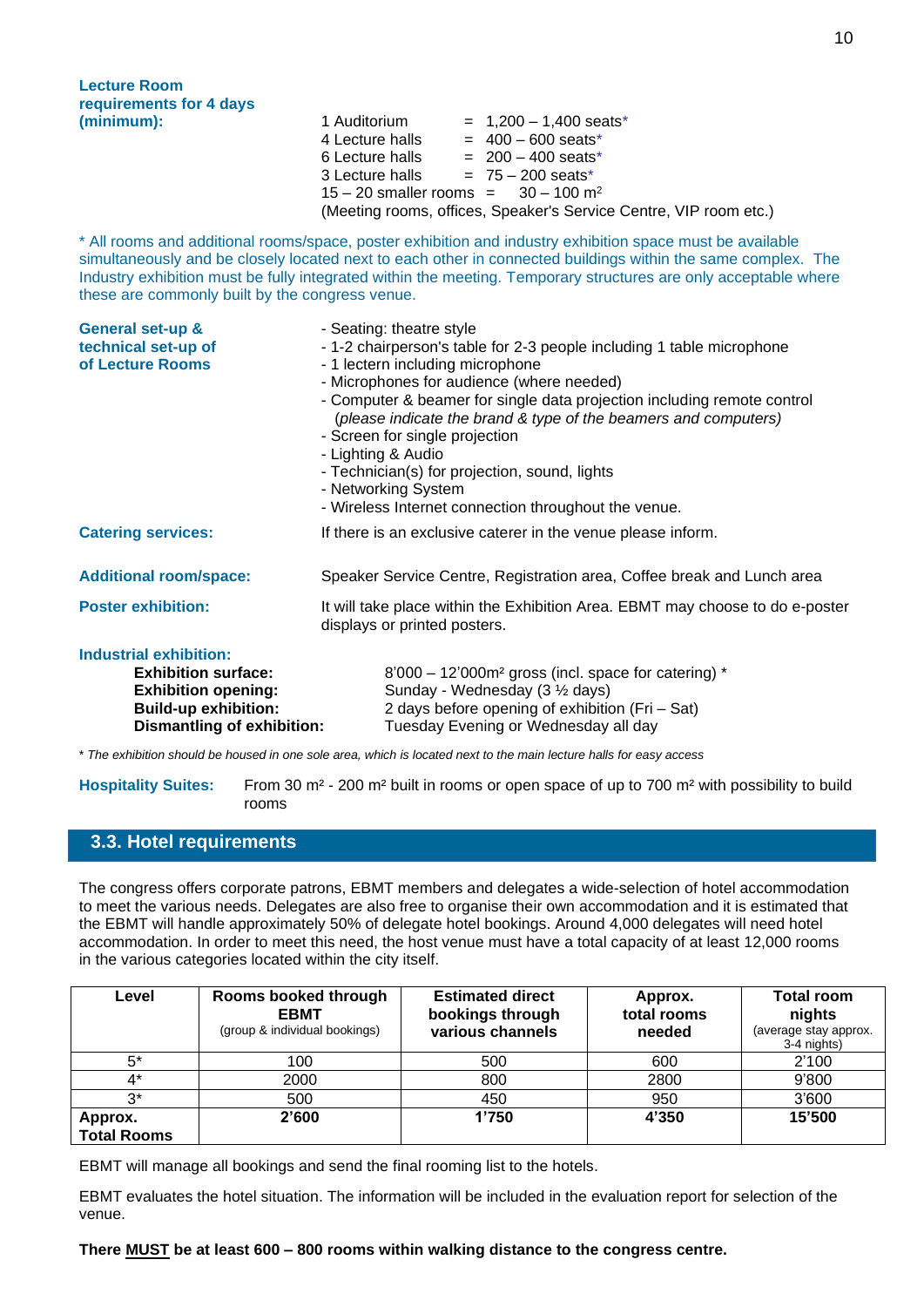**Lecture Room requirements for 4 days (minimum):**

1 Auditorium = 1,200 – 1,400 seats*
4 Lecture halls = 400 – 600 seats*
6 Lecture halls = 200 – 400 seats*
3 Lecture halls = 75 – 200 seats*
15 – 20 smaller rooms = 30 – 100 m²
(Meeting rooms, offices, Speaker's Service Centre, VIP room etc.)

* All rooms and additional rooms/space, poster exhibition and industry exhibition space must be available simultaneously and be closely located next to each other in connected buildings within the same complex. The Industry exhibition must be fully integrated within the meeting. Temporary structures are only acceptable where these are commonly built by the congress venue.

**General set-up & technical set-up of Lecture Rooms**

- Seating: theatre style
- 1-2 chairperson's table for 2-3 people including 1 table microphone
- 1 lectern including microphone
- Microphones for audience (where needed)
- Computer & beamer for single data projection including remote control (*please indicate the brand & type of the beamers and computers)*
- Screen for single projection
- Lighting & Audio
- Technician(s) for projection, sound, lights
- Networking System
- Wireless Internet connection throughout the venue.

**Catering services:** If there is an exclusive caterer in the venue please inform.

**Additional room/space:** Speaker Service Centre, Registration area, Coffee break and Lunch area

**Poster exhibition:** It will take place within the Exhibition Area. EBMT may choose to do e-poster displays or printed posters.

**Industrial exhibition:**

**Exhibition surface:** 8'000 – 12'000m² gross (incl. space for catering) *
**Exhibition opening:** Sunday - Wednesday (3 ½ days)
**Build-up exhibition:** 2 days before opening of exhibition (Fri – Sat)
**Dismantling of exhibition:** Tuesday Evening or Wednesday all day

*\* The exhibition should be housed in one sole area, which is located next to the main lecture halls for easy access*

**Hospitality Suites:** From 30 m² - 200 m² built in rooms or open space of up to 700 m² with possibility to build rooms

## 3.3. Hotel requirements

The congress offers corporate patrons, EBMT members and delegates a wide-selection of hotel accommodation to meet the various needs. Delegates are also free to organise their own accommodation and it is estimated that the EBMT will handle approximately 50% of delegate hotel bookings. Around 4,000 delegates will need hotel accommodation. In order to meet this need, the host venue must have a total capacity of at least 12,000 rooms in the various categories located within the city itself.

| Level | Rooms booked through EBMT (group & individual bookings) | Estimated direct bookings through various channels | Approx. total rooms needed | Total room nights (average stay approx. 3-4 nights) |
|---|---|---|---|---|
| 5* | 100 | 500 | 600 | 2'100 |
| 4* | 2000 | 800 | 2800 | 9'800 |
| 3* | 500 | 450 | 950 | 3'600 |
| **Approx. Total Rooms** | **2'600** | **1'750** | **4'350** | **15'500** |

EBMT will manage all bookings and send the final rooming list to the hotels.

EBMT evaluates the hotel situation. The information will be included in the evaluation report for selection of the venue.

**There MUST be at least 600 – 800 rooms within walking distance to the congress centre.**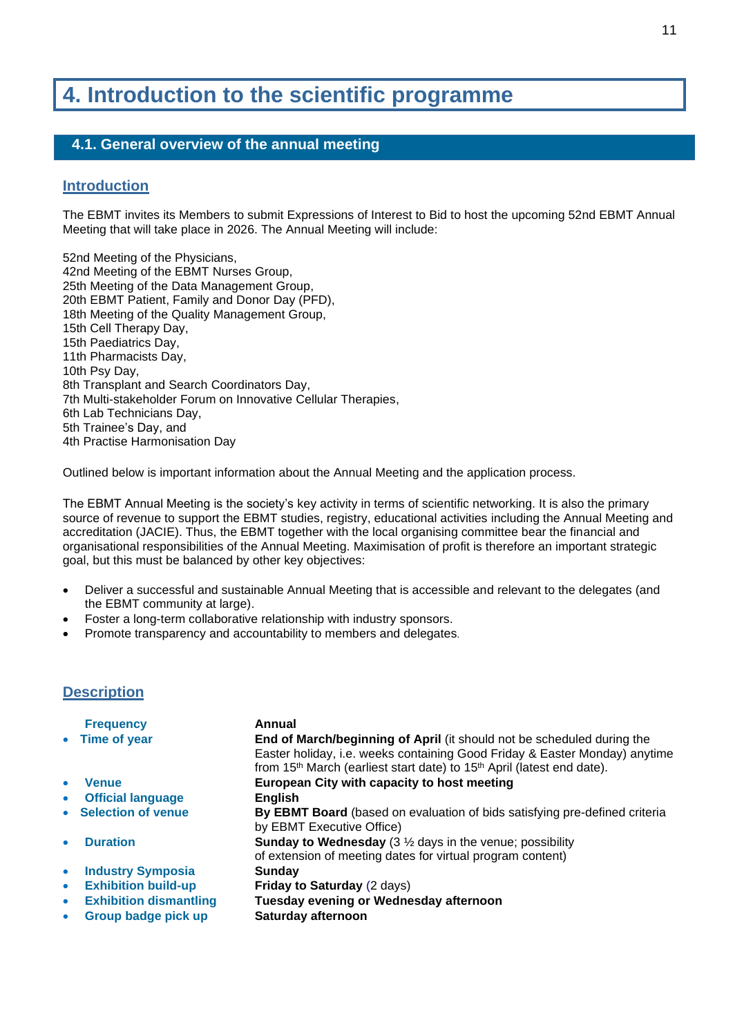# 4. Introduction to the scientific programme

## 4.1. General overview of the annual meeting

### Introduction

The EBMT invites its Members to submit Expressions of Interest to Bid to host the upcoming 52nd EBMT Annual Meeting that will take place in 2026. The Annual Meeting will include:

52nd Meeting of the Physicians,
42nd Meeting of the EBMT Nurses Group,
25th Meeting of the Data Management Group,
20th EBMT Patient, Family and Donor Day (PFD),
18th Meeting of the Quality Management Group,
15th Cell Therapy Day,
15th Paediatrics Day,
11th Pharmacists Day,
10th Psy Day,
8th Transplant and Search Coordinators Day,
7th Multi-stakeholder Forum on Innovative Cellular Therapies,
6th Lab Technicians Day,
5th Trainee's Day, and
4th Practise Harmonisation Day

Outlined below is important information about the Annual Meeting and the application process.

The EBMT Annual Meeting is the society's key activity in terms of scientific networking. It is also the primary source of revenue to support the EBMT studies, registry, educational activities including the Annual Meeting and accreditation (JACIE). Thus, the EBMT together with the local organising committee bear the financial and organisational responsibilities of the Annual Meeting. Maximisation of profit is therefore an important strategic goal, but this must be balanced by other key objectives:

- Deliver a successful and sustainable Annual Meeting that is accessible and relevant to the delegates (and the EBMT community at large).
- Foster a long-term collaborative relationship with industry sponsors.
- Promote transparency and accountability to members and delegates.

### Description

- **Frequency**: **Annual**
- **Time of year**: **End of March/beginning of April** (it should not be scheduled during the Easter holiday, i.e. weeks containing Good Friday & Easter Monday) anytime from 15th March (earliest start date) to 15th April (latest end date).
- **Venue**: **European City with capacity to host meeting**
- **Official language**: **English**
- **Selection of venue**: **By EBMT Board** (based on evaluation of bids satisfying pre-defined criteria by EBMT Executive Office)
- **Duration**: **Sunday to Wednesday** (3 ½ days in the venue; possibility of extension of meeting dates for virtual program content)
- **Industry Symposia**: **Sunday**
- **Exhibition build-up**: **Friday to Saturday** (2 days)
- **Exhibition dismantling**: **Tuesday evening or Wednesday afternoon**
- **Group badge pick up**: **Saturday afternoon**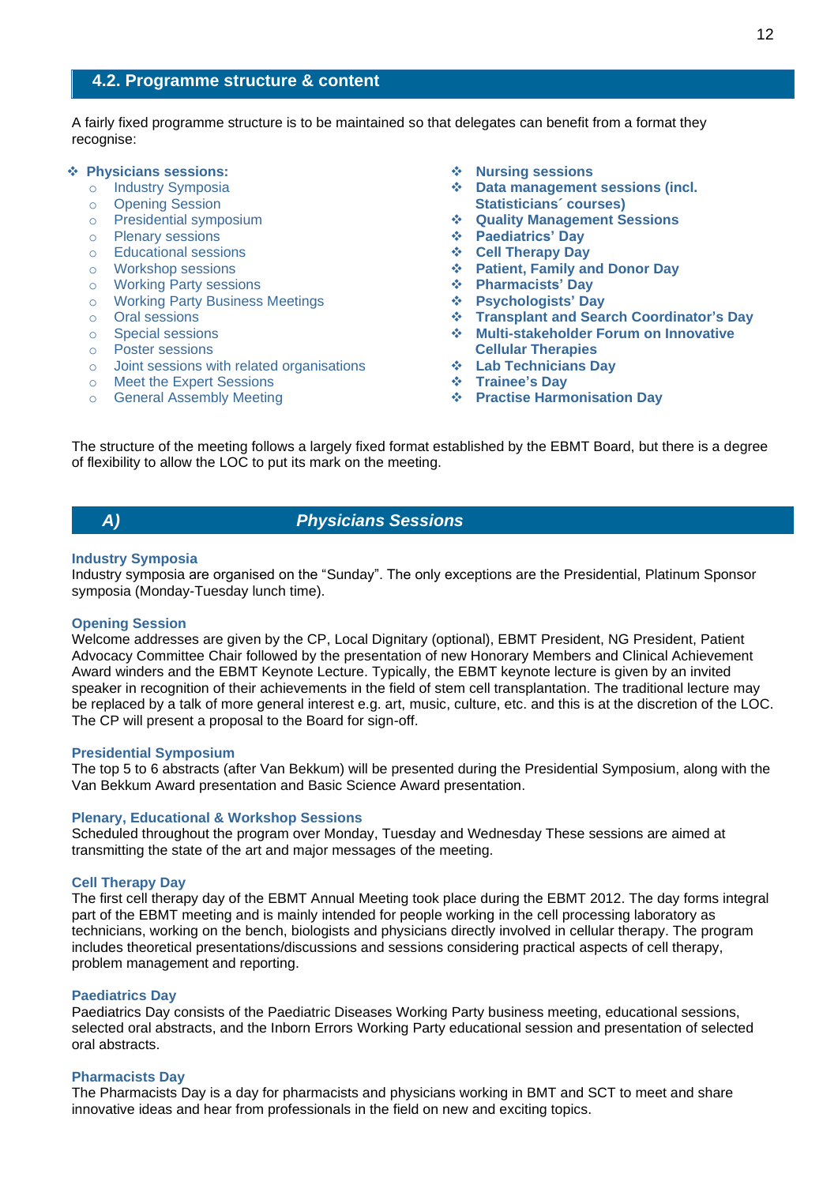## 4.2. Programme structure & content

A fairly fixed programme structure is to be maintained so that delegates can benefit from a format they recognise:

- **Physicians sessions:**
  - Industry Symposia
  - Opening Session
  - Presidential symposium
  - Plenary sessions
  - Educational sessions
  - Workshop sessions
  - Working Party sessions
  - Working Party Business Meetings
  - Oral sessions
  - Special sessions
  - Poster sessions
  - Joint sessions with related organisations
  - Meet the Expert Sessions
  - General Assembly Meeting
- **Nursing sessions**
- **Data management sessions (incl. Statisticians´ courses)**
- **Quality Management Sessions**
- **Paediatrics' Day**
- **Cell Therapy Day**
- **Patient, Family and Donor Day**
- **Pharmacists' Day**
- **Psychologists' Day**
- **Transplant and Search Coordinator's Day**
- **Multi-stakeholder Forum on Innovative Cellular Therapies**
- **Lab Technicians Day**
- **Trainee's Day**
- **Practise Harmonisation Day**

The structure of the meeting follows a largely fixed format established by the EBMT Board, but there is a degree of flexibility to allow the LOC to put its mark on the meeting.

## *A) Physicians Sessions*

### Industry Symposia

Industry symposia are organised on the "Sunday". The only exceptions are the Presidential, Platinum Sponsor symposia (Monday-Tuesday lunch time).

### Opening Session

Welcome addresses are given by the CP, Local Dignitary (optional), EBMT President, NG President, Patient Advocacy Committee Chair followed by the presentation of new Honorary Members and Clinical Achievement Award winders and the EBMT Keynote Lecture. Typically, the EBMT keynote lecture is given by an invited speaker in recognition of their achievements in the field of stem cell transplantation. The traditional lecture may be replaced by a talk of more general interest e.g. art, music, culture, etc. and this is at the discretion of the LOC. The CP will present a proposal to the Board for sign-off.

### Presidential Symposium

The top 5 to 6 abstracts (after Van Bekkum) will be presented during the Presidential Symposium, along with the Van Bekkum Award presentation and Basic Science Award presentation.

### Plenary, Educational & Workshop Sessions

Scheduled throughout the program over Monday, Tuesday and Wednesday These sessions are aimed at transmitting the state of the art and major messages of the meeting.

### Cell Therapy Day

The first cell therapy day of the EBMT Annual Meeting took place during the EBMT 2012. The day forms integral part of the EBMT meeting and is mainly intended for people working in the cell processing laboratory as technicians, working on the bench, biologists and physicians directly involved in cellular therapy. The program includes theoretical presentations/discussions and sessions considering practical aspects of cell therapy, problem management and reporting.

### Paediatrics Day

Paediatrics Day consists of the Paediatric Diseases Working Party business meeting, educational sessions, selected oral abstracts, and the Inborn Errors Working Party educational session and presentation of selected oral abstracts.

### Pharmacists Day

The Pharmacists Day is a day for pharmacists and physicians working in BMT and SCT to meet and share innovative ideas and hear from professionals in the field on new and exciting topics.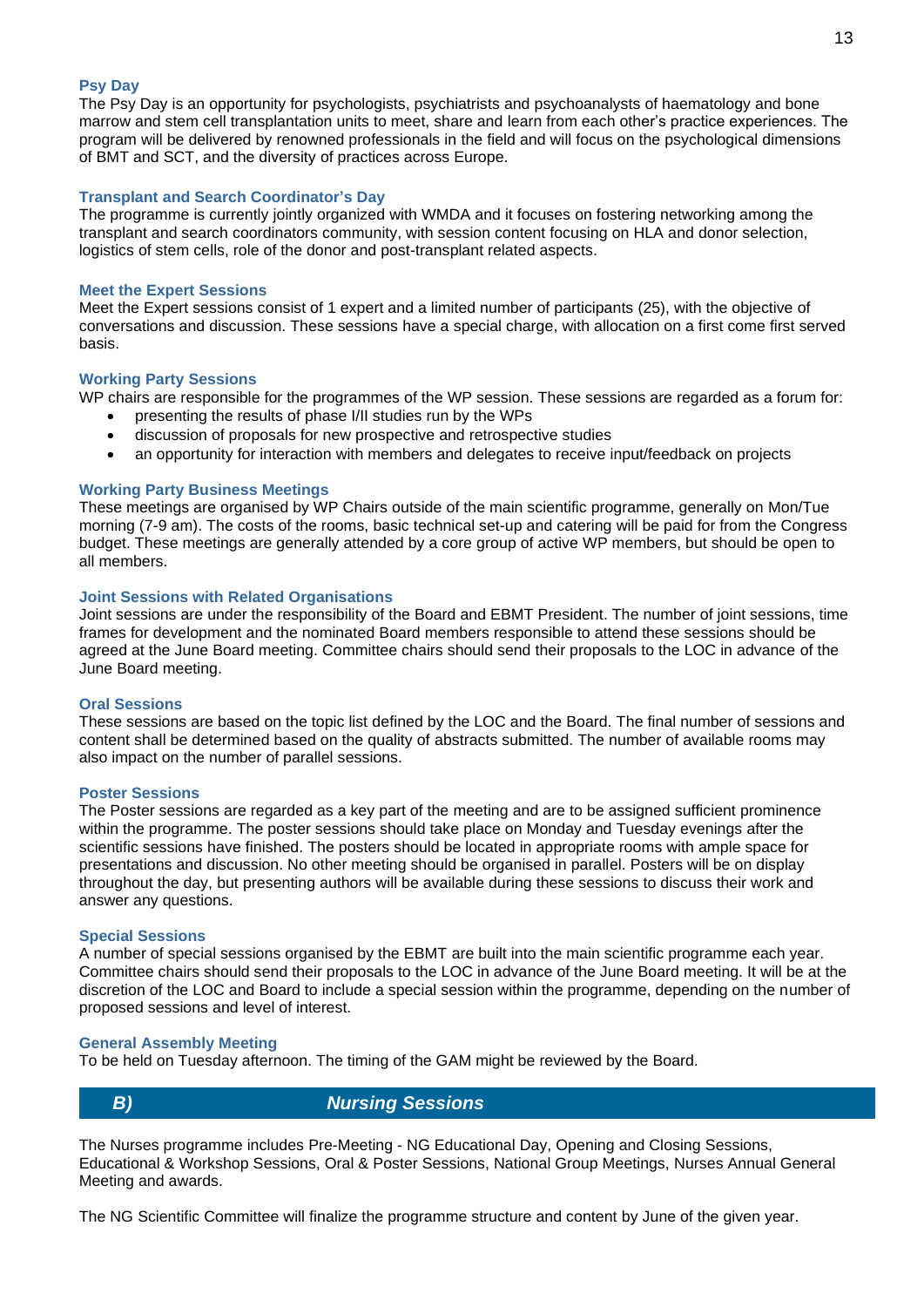### Psy Day

The Psy Day is an opportunity for psychologists, psychiatrists and psychoanalysts of haematology and bone marrow and stem cell transplantation units to meet, share and learn from each other's practice experiences. The program will be delivered by renowned professionals in the field and will focus on the psychological dimensions of BMT and SCT, and the diversity of practices across Europe.

### Transplant and Search Coordinator's Day

The programme is currently jointly organized with WMDA and it focuses on fostering networking among the transplant and search coordinators community, with session content focusing on HLA and donor selection, logistics of stem cells, role of the donor and post-transplant related aspects.

### Meet the Expert Sessions

Meet the Expert sessions consist of 1 expert and a limited number of participants (25), with the objective of conversations and discussion. These sessions have a special charge, with allocation on a first come first served basis.

### Working Party Sessions

WP chairs are responsible for the programmes of the WP session. These sessions are regarded as a forum for:

- presenting the results of phase I/II studies run by the WPs
- discussion of proposals for new prospective and retrospective studies
- an opportunity for interaction with members and delegates to receive input/feedback on projects

### Working Party Business Meetings

These meetings are organised by WP Chairs outside of the main scientific programme, generally on Mon/Tue morning (7-9 am). The costs of the rooms, basic technical set-up and catering will be paid for from the Congress budget. These meetings are generally attended by a core group of active WP members, but should be open to all members.

### Joint Sessions with Related Organisations

Joint sessions are under the responsibility of the Board and EBMT President. The number of joint sessions, time frames for development and the nominated Board members responsible to attend these sessions should be agreed at the June Board meeting. Committee chairs should send their proposals to the LOC in advance of the June Board meeting.

### Oral Sessions

These sessions are based on the topic list defined by the LOC and the Board. The final number of sessions and content shall be determined based on the quality of abstracts submitted. The number of available rooms may also impact on the number of parallel sessions.

### Poster Sessions

The Poster sessions are regarded as a key part of the meeting and are to be assigned sufficient prominence within the programme. The poster sessions should take place on Monday and Tuesday evenings after the scientific sessions have finished. The posters should be located in appropriate rooms with ample space for presentations and discussion. No other meeting should be organised in parallel. Posters will be on display throughout the day, but presenting authors will be available during these sessions to discuss their work and answer any questions.

### Special Sessions

A number of special sessions organised by the EBMT are built into the main scientific programme each year. Committee chairs should send their proposals to the LOC in advance of the June Board meeting. It will be at the discretion of the LOC and Board to include a special session within the programme, depending on the number of proposed sessions and level of interest.

### General Assembly Meeting

To be held on Tuesday afternoon. The timing of the GAM might be reviewed by the Board.

## B) Nursing Sessions

The Nurses programme includes Pre-Meeting - NG Educational Day, Opening and Closing Sessions, Educational & Workshop Sessions, Oral & Poster Sessions, National Group Meetings, Nurses Annual General Meeting and awards.

The NG Scientific Committee will finalize the programme structure and content by June of the given year.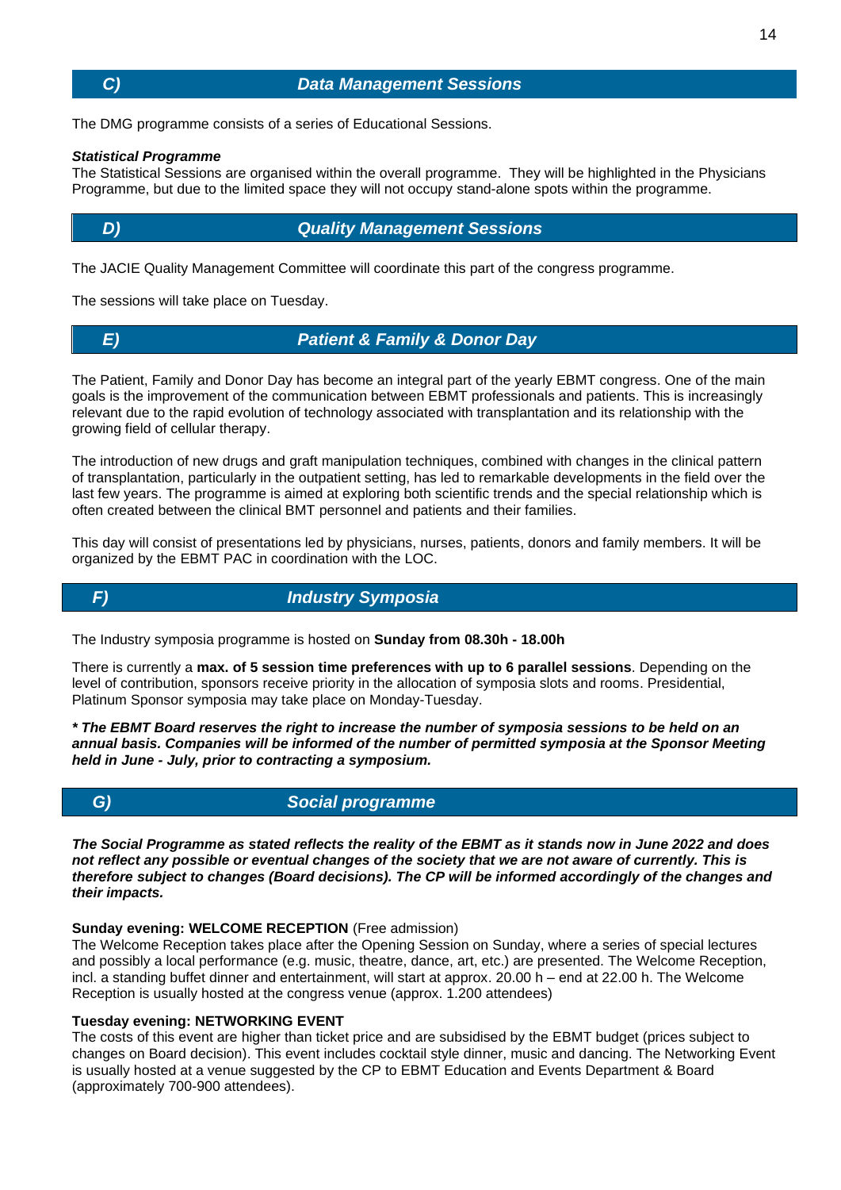## C) *Data Management Sessions*

The DMG programme consists of a series of Educational Sessions.

***Statistical Programme***

The Statistical Sessions are organised within the overall programme. They will be highlighted in the Physicians Programme, but due to the limited space they will not occupy stand-alone spots within the programme.

## D) *Quality Management Sessions*

The JACIE Quality Management Committee will coordinate this part of the congress programme.

The sessions will take place on Tuesday.

## E) *Patient & Family & Donor Day*

The Patient, Family and Donor Day has become an integral part of the yearly EBMT congress. One of the main goals is the improvement of the communication between EBMT professionals and patients. This is increasingly relevant due to the rapid evolution of technology associated with transplantation and its relationship with the growing field of cellular therapy.

The introduction of new drugs and graft manipulation techniques, combined with changes in the clinical pattern of transplantation, particularly in the outpatient setting, has led to remarkable developments in the field over the last few years. The programme is aimed at exploring both scientific trends and the special relationship which is often created between the clinical BMT personnel and patients and their families.

This day will consist of presentations led by physicians, nurses, patients, donors and family members. It will be organized by the EBMT PAC in coordination with the LOC.

## F) *Industry Symposia*

The Industry symposia programme is hosted on **Sunday from 08.30h - 18.00h**

There is currently a **max. of 5 session time preferences with up to 6 parallel sessions**. Depending on the level of contribution, sponsors receive priority in the allocation of symposia slots and rooms. Presidential, Platinum Sponsor symposia may take place on Monday-Tuesday.

***\* The EBMT Board reserves the right to increase the number of symposia sessions to be held on an annual basis. Companies will be informed of the number of permitted symposia at the Sponsor Meeting held in June - July, prior to contracting a symposium.***

## G) *Social programme*

***The Social Programme as stated reflects the reality of the EBMT as it stands now in June 2022 and does not reflect any possible or eventual changes of the society that we are not aware of currently. This is therefore subject to changes (Board decisions). The CP will be informed accordingly of the changes and their impacts.***

**Sunday evening: WELCOME RECEPTION** (Free admission)
The Welcome Reception takes place after the Opening Session on Sunday, where a series of special lectures and possibly a local performance (e.g. music, theatre, dance, art, etc.) are presented. The Welcome Reception, incl. a standing buffet dinner and entertainment, will start at approx. 20.00 h – end at 22.00 h. The Welcome Reception is usually hosted at the congress venue (approx. 1.200 attendees)

**Tuesday evening: NETWORKING EVENT**
The costs of this event are higher than ticket price and are subsidised by the EBMT budget (prices subject to changes on Board decision). This event includes cocktail style dinner, music and dancing. The Networking Event is usually hosted at a venue suggested by the CP to EBMT Education and Events Department & Board (approximately 700-900 attendees).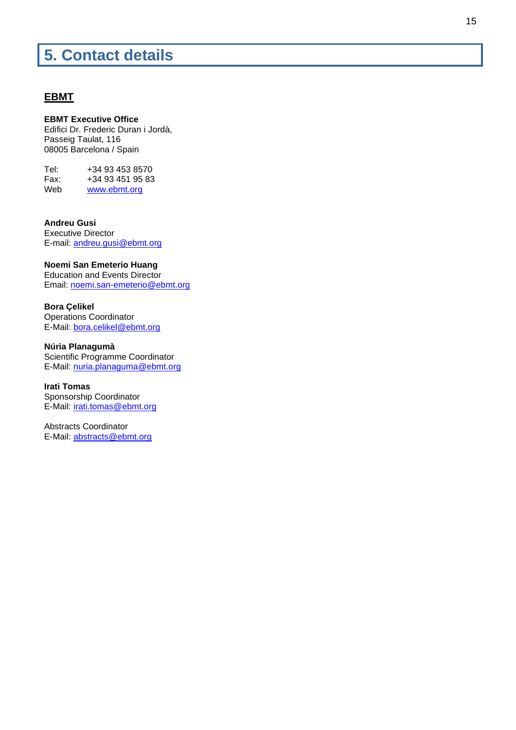# 5. Contact details

## EBMT

**EBMT Executive Office**
Edifici Dr. Frederic Duran i Jordà,
Passeig Taulat, 116
08005 Barcelona / Spain

Tel: +34 93 453 8570
Fax: +34 93 451 95 83
Web www.ebmt.org

**Andreu Gusi**
Executive Director
E-mail: andreu.gusi@ebmt.org

**Noemi San Emeterio Huang**
Education and Events Director
Email: noemi.san-emeterio@ebmt.org

**Bora Çelikel**
Operations Coordinator
E-Mail: bora.celikel@ebmt.org

**Núria Planagumà**
Scientific Programme Coordinator
E-Mail: nuria.planaguma@ebmt.org

**Irati Tomas**
Sponsorship Coordinator
E-Mail: irati.tomas@ebmt.org

Abstracts Coordinator
E-Mail: abstracts@ebmt.org